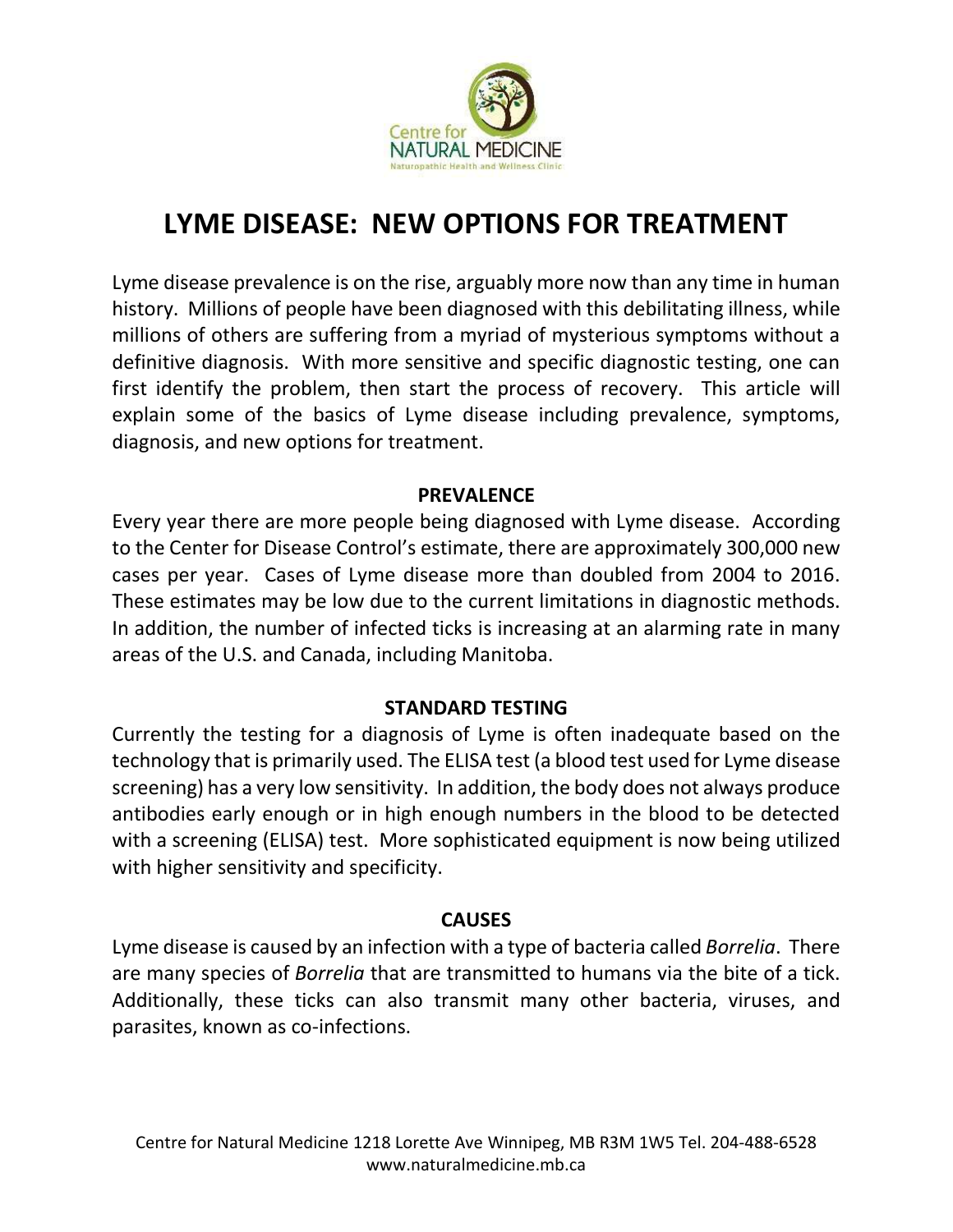Centre for NATURAL MEDICINE

Naturopathic Health and Wellness Clinic

# LYME DISEASE: NEW OPTIONS FOR TREATMENT

Lyme disease prevalence is on the rise, arguably more now than any time in human history. Millions of people have been diagnosed with this debilitating illness, while millions of others are suffering from a myriad of mysterious symptoms without a definitive diagnosis. With more sensitive and specific diagnostic testing, one can first identify the problem, then start the process of recovery. This article will explain some of the basics of Lyme disease including prevalence, symptoms, diagnosis, and new options for treatment.

## PREVALENCE

Every year there are more people being diagnosed with Lyme disease. According to the Center for Disease Control's estimate, there are approximately 300,000 new cases per year. Cases of Lyme disease more than doubled from 2004 to 2016. These estimates may be low due to the current limitations in diagnostic methods. In addition, the number of infected ticks is increasing at an alarming rate in many areas of the U.S. and Canada, including Manitoba.

## STANDARD TESTING

Currently the testing for a diagnosis of Lyme is often inadequate based on the technology that is primarily used. The ELISA test (a blood test used for Lyme disease screening) has a very low sensitivity. In addition, the body does not always produce antibodies early enough or in high enough numbers in the blood to be detected with a screening (ELISA) test. More sophisticated equipment is now being utilized with higher sensitivity and specificity.

## CAUSES

Lyme disease is caused by an infection with a type of bacteria called *Borrelia*. There are many species of *Borrelia* that are transmitted to humans via the bite of a tick. Additionally, these ticks can also transmit many other bacteria, viruses, and parasites, known as co-infections.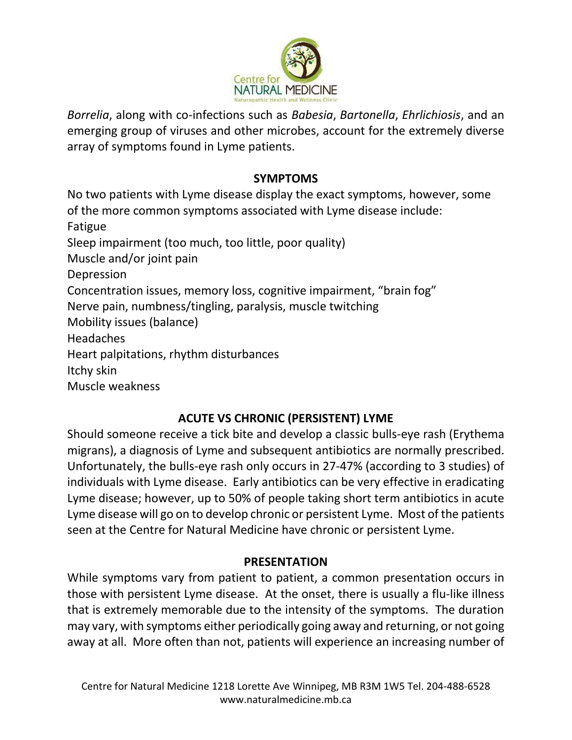*Borrelia*, along with co-infections such as *Babesia*, *Bartonella*, *Ehrlichiosis*, and an emerging group of viruses and other microbes, account for the extremely diverse array of symptoms found in Lyme patients.

## SYMPTOMS

No two patients with Lyme disease display the exact symptoms, however, some of the more common symptoms associated with Lyme disease include:

Fatigue
Sleep impairment (too much, too little, poor quality)
Muscle and/or joint pain
Depression
Concentration issues, memory loss, cognitive impairment, "brain fog"
Nerve pain, numbness/tingling, paralysis, muscle twitching
Mobility issues (balance)
Headaches
Heart palpitations, rhythm disturbances
Itchy skin
Muscle weakness

## ACUTE VS CHRONIC (PERSISTENT) LYME

Should someone receive a tick bite and develop a classic bulls-eye rash (Erythema migrans), a diagnosis of Lyme and subsequent antibiotics are normally prescribed. Unfortunately, the bulls-eye rash only occurs in 27-47% (according to 3 studies) of individuals with Lyme disease. Early antibiotics can be very effective in eradicating Lyme disease; however, up to 50% of people taking short term antibiotics in acute Lyme disease will go on to develop chronic or persistent Lyme. Most of the patients seen at the Centre for Natural Medicine have chronic or persistent Lyme.

## PRESENTATION

While symptoms vary from patient to patient, a common presentation occurs in those with persistent Lyme disease. At the onset, there is usually a flu-like illness that is extremely memorable due to the intensity of the symptoms. The duration may vary, with symptoms either periodically going away and returning, or not going away at all. More often than not, patients will experience an increasing number of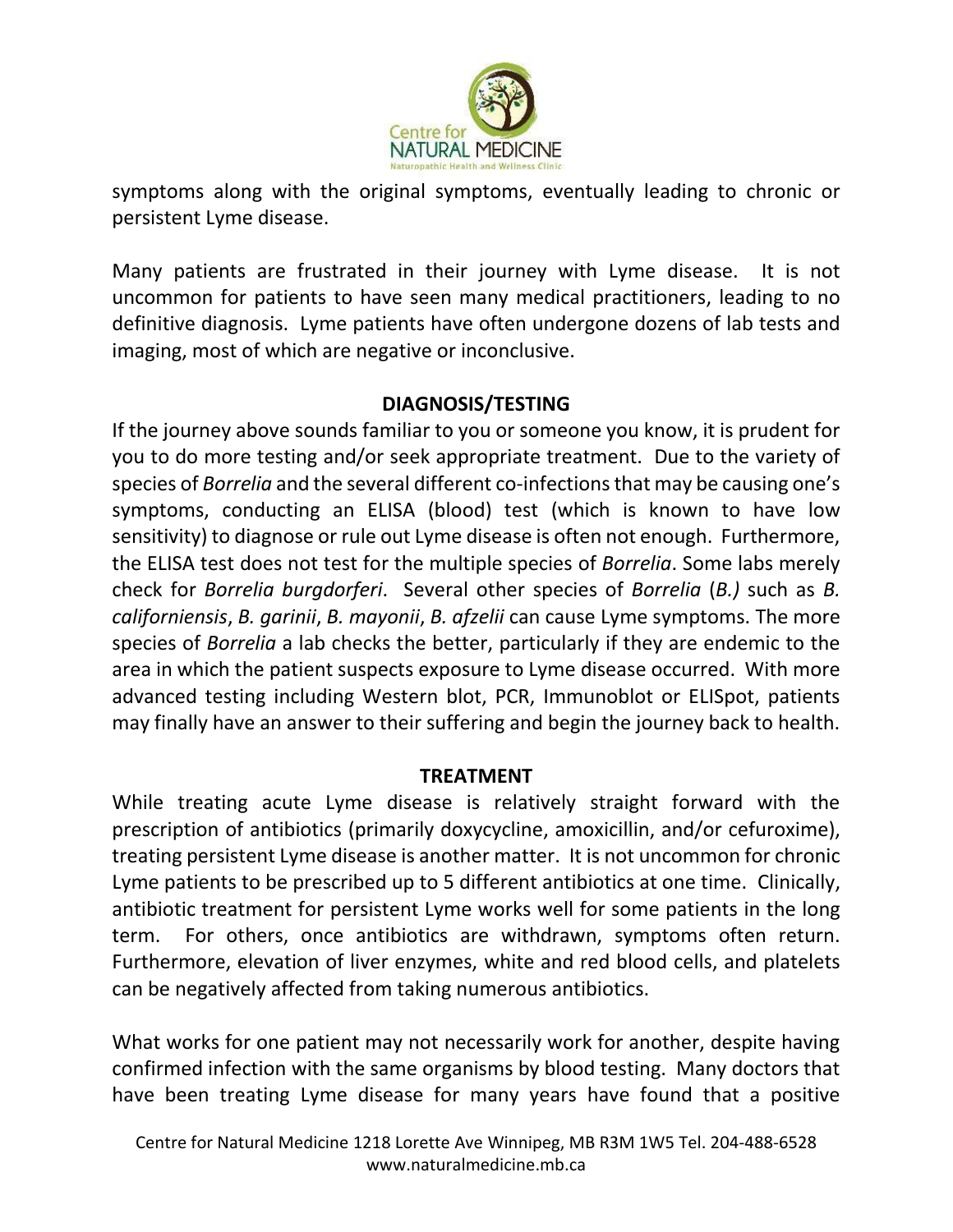symptoms along with the original symptoms, eventually leading to chronic or persistent Lyme disease.

Many patients are frustrated in their journey with Lyme disease. It is not uncommon for patients to have seen many medical practitioners, leading to no definitive diagnosis. Lyme patients have often undergone dozens of lab tests and imaging, most of which are negative or inconclusive.

## DIAGNOSIS/TESTING

If the journey above sounds familiar to you or someone you know, it is prudent for you to do more testing and/or seek appropriate treatment. Due to the variety of species of *Borrelia* and the several different co-infections that may be causing one's symptoms, conducting an ELISA (blood) test (which is known to have low sensitivity) to diagnose or rule out Lyme disease is often not enough. Furthermore, the ELISA test does not test for the multiple species of *Borrelia*. Some labs merely check for *Borrelia burgdorferi*. Several other species of *Borrelia* (*B.)* such as *B. californiensis*, *B. garinii*, *B. mayonii*, *B. afzelii* can cause Lyme symptoms. The more species of *Borrelia* a lab checks the better, particularly if they are endemic to the area in which the patient suspects exposure to Lyme disease occurred. With more advanced testing including Western blot, PCR, Immunoblot or ELISpot, patients may finally have an answer to their suffering and begin the journey back to health.

## TREATMENT

While treating acute Lyme disease is relatively straight forward with the prescription of antibiotics (primarily doxycycline, amoxicillin, and/or cefuroxime), treating persistent Lyme disease is another matter. It is not uncommon for chronic Lyme patients to be prescribed up to 5 different antibiotics at one time. Clinically, antibiotic treatment for persistent Lyme works well for some patients in the long term. For others, once antibiotics are withdrawn, symptoms often return. Furthermore, elevation of liver enzymes, white and red blood cells, and platelets can be negatively affected from taking numerous antibiotics.

What works for one patient may not necessarily work for another, despite having confirmed infection with the same organisms by blood testing. Many doctors that have been treating Lyme disease for many years have found that a positive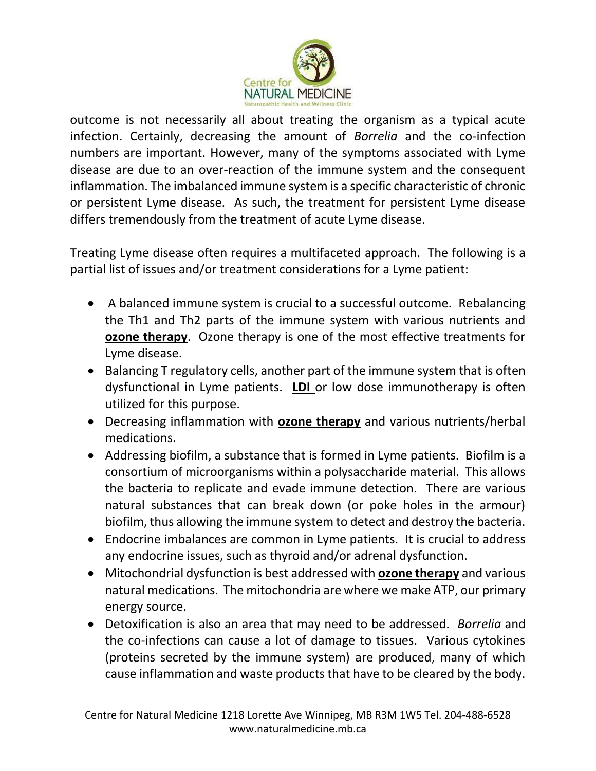outcome is not necessarily all about treating the organism as a typical acute infection. Certainly, decreasing the amount of *Borrelia* and the co-infection numbers are important. However, many of the symptoms associated with Lyme disease are due to an over-reaction of the immune system and the consequent inflammation. The imbalanced immune system is a specific characteristic of chronic or persistent Lyme disease. As such, the treatment for persistent Lyme disease differs tremendously from the treatment of acute Lyme disease.

Treating Lyme disease often requires a multifaceted approach. The following is a partial list of issues and/or treatment considerations for a Lyme patient:

- A balanced immune system is crucial to a successful outcome. Rebalancing the Th1 and Th2 parts of the immune system with various nutrients and **ozone therapy**. Ozone therapy is one of the most effective treatments for Lyme disease.
- Balancing T regulatory cells, another part of the immune system that is often dysfunctional in Lyme patients. **LDI** or low dose immunotherapy is often utilized for this purpose.
- Decreasing inflammation with **ozone therapy** and various nutrients/herbal medications.
- Addressing biofilm, a substance that is formed in Lyme patients. Biofilm is a consortium of microorganisms within a polysaccharide material. This allows the bacteria to replicate and evade immune detection. There are various natural substances that can break down (or poke holes in the armour) biofilm, thus allowing the immune system to detect and destroy the bacteria.
- Endocrine imbalances are common in Lyme patients. It is crucial to address any endocrine issues, such as thyroid and/or adrenal dysfunction.
- Mitochondrial dysfunction is best addressed with **ozone therapy** and various natural medications. The mitochondria are where we make ATP, our primary energy source.
- Detoxification is also an area that may need to be addressed. *Borrelia* and the co-infections can cause a lot of damage to tissues. Various cytokines (proteins secreted by the immune system) are produced, many of which cause inflammation and waste products that have to be cleared by the body.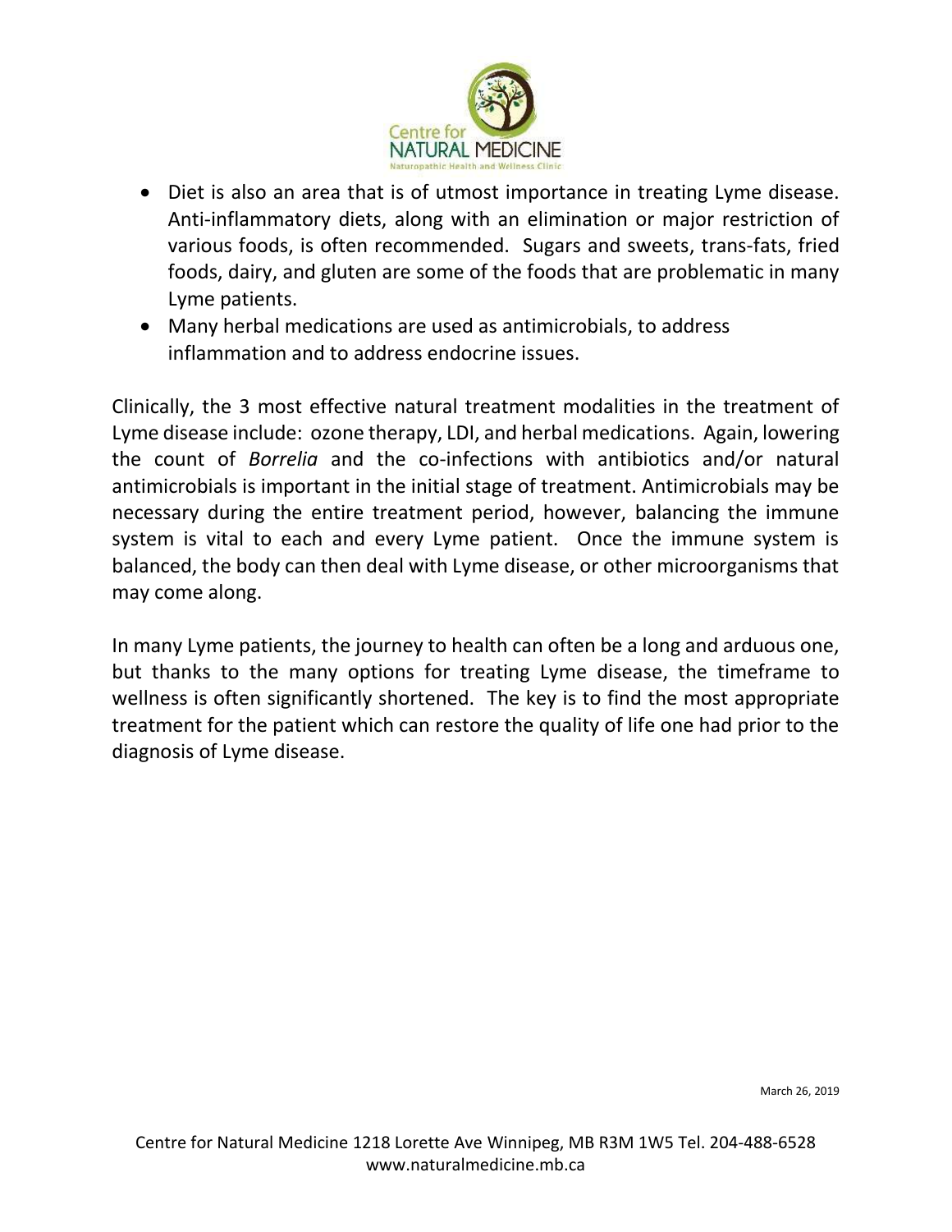- Diet is also an area that is of utmost importance in treating Lyme disease. Anti-inflammatory diets, along with an elimination or major restriction of various foods, is often recommended. Sugars and sweets, trans-fats, fried foods, dairy, and gluten are some of the foods that are problematic in many Lyme patients.
- Many herbal medications are used as antimicrobials, to address inflammation and to address endocrine issues.

Clinically, the 3 most effective natural treatment modalities in the treatment of Lyme disease include: ozone therapy, LDI, and herbal medications. Again, lowering the count of *Borrelia* and the co-infections with antibiotics and/or natural antimicrobials is important in the initial stage of treatment. Antimicrobials may be necessary during the entire treatment period, however, balancing the immune system is vital to each and every Lyme patient. Once the immune system is balanced, the body can then deal with Lyme disease, or other microorganisms that may come along.

In many Lyme patients, the journey to health can often be a long and arduous one, but thanks to the many options for treating Lyme disease, the timeframe to wellness is often significantly shortened. The key is to find the most appropriate treatment for the patient which can restore the quality of life one had prior to the diagnosis of Lyme disease.

March 26, 2019